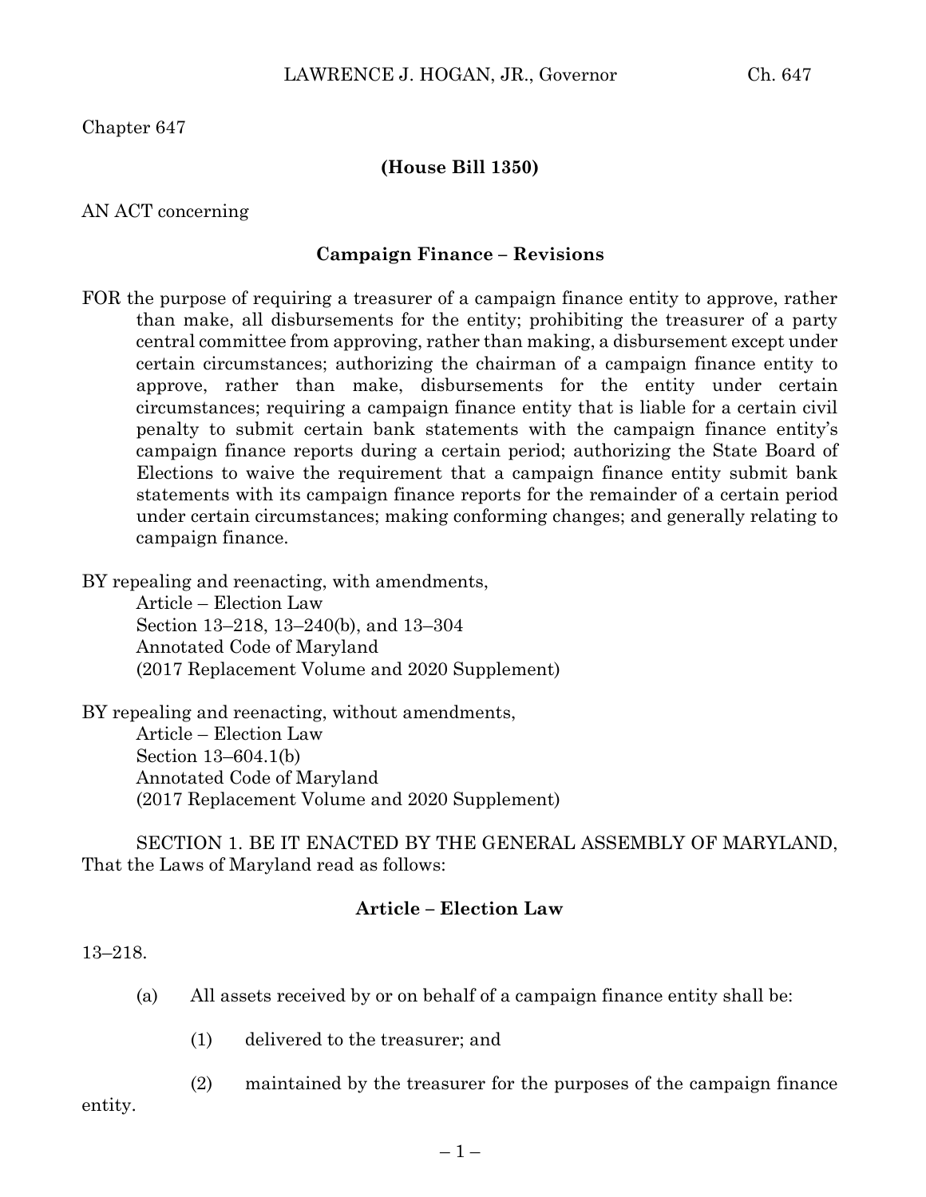Chapter 647

**(House Bill 1350)**

AN ACT concerning

**Campaign Finance – Revisions**

FOR the purpose of requiring a treasurer of a campaign finance entity to approve, rather than make, all disbursements for the entity; prohibiting the treasurer of a party central committee from approving, rather than making, a disbursement except under certain circumstances; authorizing the chairman of a campaign finance entity to approve, rather than make, disbursements for the entity under certain circumstances; requiring a campaign finance entity that is liable for a certain civil penalty to submit certain bank statements with the campaign finance entity's campaign finance reports during a certain period; authorizing the State Board of Elections to waive the requirement that a campaign finance entity submit bank statements with its campaign finance reports for the remainder of a certain period under certain circumstances; making conforming changes; and generally relating to campaign finance.

BY repealing and reenacting, with amendments,
Article – Election Law
Section 13–218, 13–240(b), and 13–304
Annotated Code of Maryland
(2017 Replacement Volume and 2020 Supplement)

BY repealing and reenacting, without amendments,
Article – Election Law
Section 13–604.1(b)
Annotated Code of Maryland
(2017 Replacement Volume and 2020 Supplement)

SECTION 1. BE IT ENACTED BY THE GENERAL ASSEMBLY OF MARYLAND, That the Laws of Maryland read as follows:

**Article – Election Law**

13–218.

(a) All assets received by or on behalf of a campaign finance entity shall be:

(1) delivered to the treasurer; and

(2) maintained by the treasurer for the purposes of the campaign finance entity.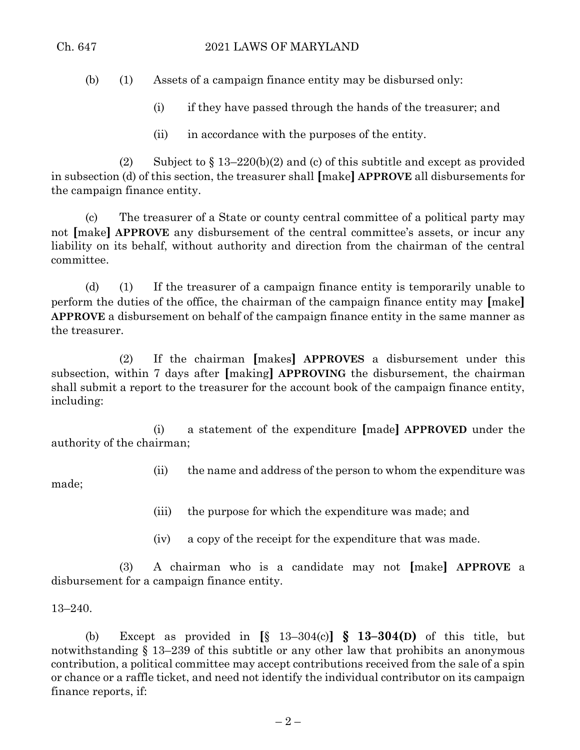(b) (1) Assets of a campaign finance entity may be disbursed only:

(i) if they have passed through the hands of the treasurer; and

(ii) in accordance with the purposes of the entity.

(2) Subject to § 13–220(b)(2) and (c) of this subtitle and except as provided in subsection (d) of this section, the treasurer shall [make] **APPROVE** all disbursements for the campaign finance entity.

(c) The treasurer of a State or county central committee of a political party may not [make] **APPROVE** any disbursement of the central committee's assets, or incur any liability on its behalf, without authority and direction from the chairman of the central committee.

(d) (1) If the treasurer of a campaign finance entity is temporarily unable to perform the duties of the office, the chairman of the campaign finance entity may [make] **APPROVE** a disbursement on behalf of the campaign finance entity in the same manner as the treasurer.

(2) If the chairman [makes] **APPROVES** a disbursement under this subsection, within 7 days after [making] **APPROVING** the disbursement, the chairman shall submit a report to the treasurer for the account book of the campaign finance entity, including:

(i) a statement of the expenditure [made] **APPROVED** under the authority of the chairman;

(ii) the name and address of the person to whom the expenditure was made;

(iii) the purpose for which the expenditure was made; and

(iv) a copy of the receipt for the expenditure that was made.

(3) A chairman who is a candidate may not [make] **APPROVE** a disbursement for a campaign finance entity.

13–240.

(b) Except as provided in [§ 13–304(c)] **§ 13–304(D)** of this title, but notwithstanding § 13–239 of this subtitle or any other law that prohibits an anonymous contribution, a political committee may accept contributions received from the sale of a spin or chance or a raffle ticket, and need not identify the individual contributor on its campaign finance reports, if: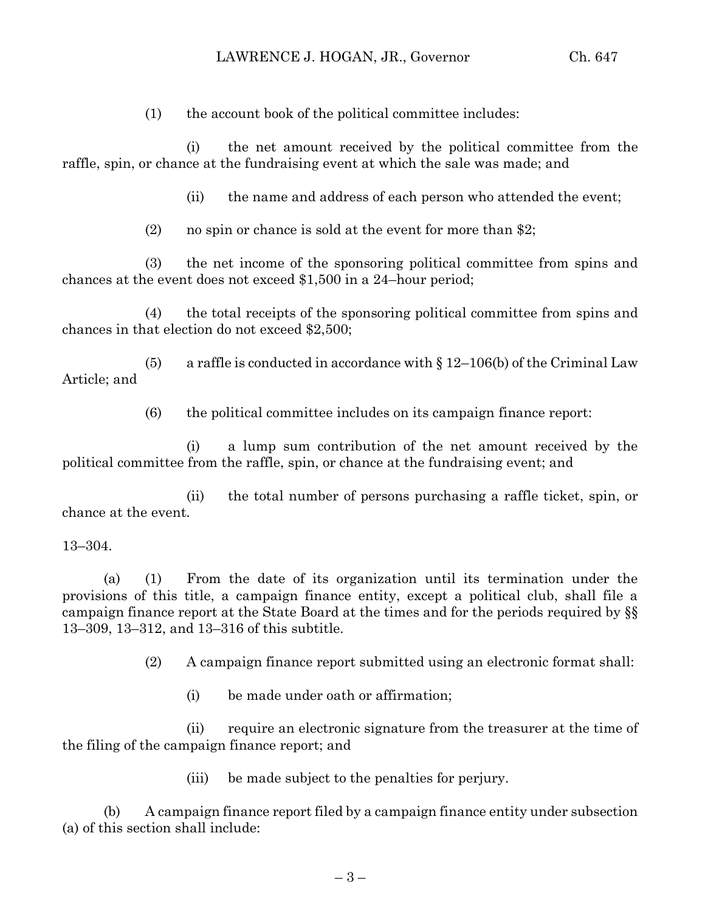(1) the account book of the political committee includes:

(i) the net amount received by the political committee from the raffle, spin, or chance at the fundraising event at which the sale was made; and

(ii) the name and address of each person who attended the event;

(2) no spin or chance is sold at the event for more than $2;

(3) the net income of the sponsoring political committee from spins and chances at the event does not exceed $1,500 in a 24–hour period;

(4) the total receipts of the sponsoring political committee from spins and chances in that election do not exceed $2,500;

(5) a raffle is conducted in accordance with § 12–106(b) of the Criminal Law Article; and

(6) the political committee includes on its campaign finance report:

(i) a lump sum contribution of the net amount received by the political committee from the raffle, spin, or chance at the fundraising event; and

(ii) the total number of persons purchasing a raffle ticket, spin, or chance at the event.

13–304.

(a) (1) From the date of its organization until its termination under the provisions of this title, a campaign finance entity, except a political club, shall file a campaign finance report at the State Board at the times and for the periods required by §§ 13–309, 13–312, and 13–316 of this subtitle.

(2) A campaign finance report submitted using an electronic format shall:

(i) be made under oath or affirmation;

(ii) require an electronic signature from the treasurer at the time of the filing of the campaign finance report; and

(iii) be made subject to the penalties for perjury.

(b) A campaign finance report filed by a campaign finance entity under subsection (a) of this section shall include: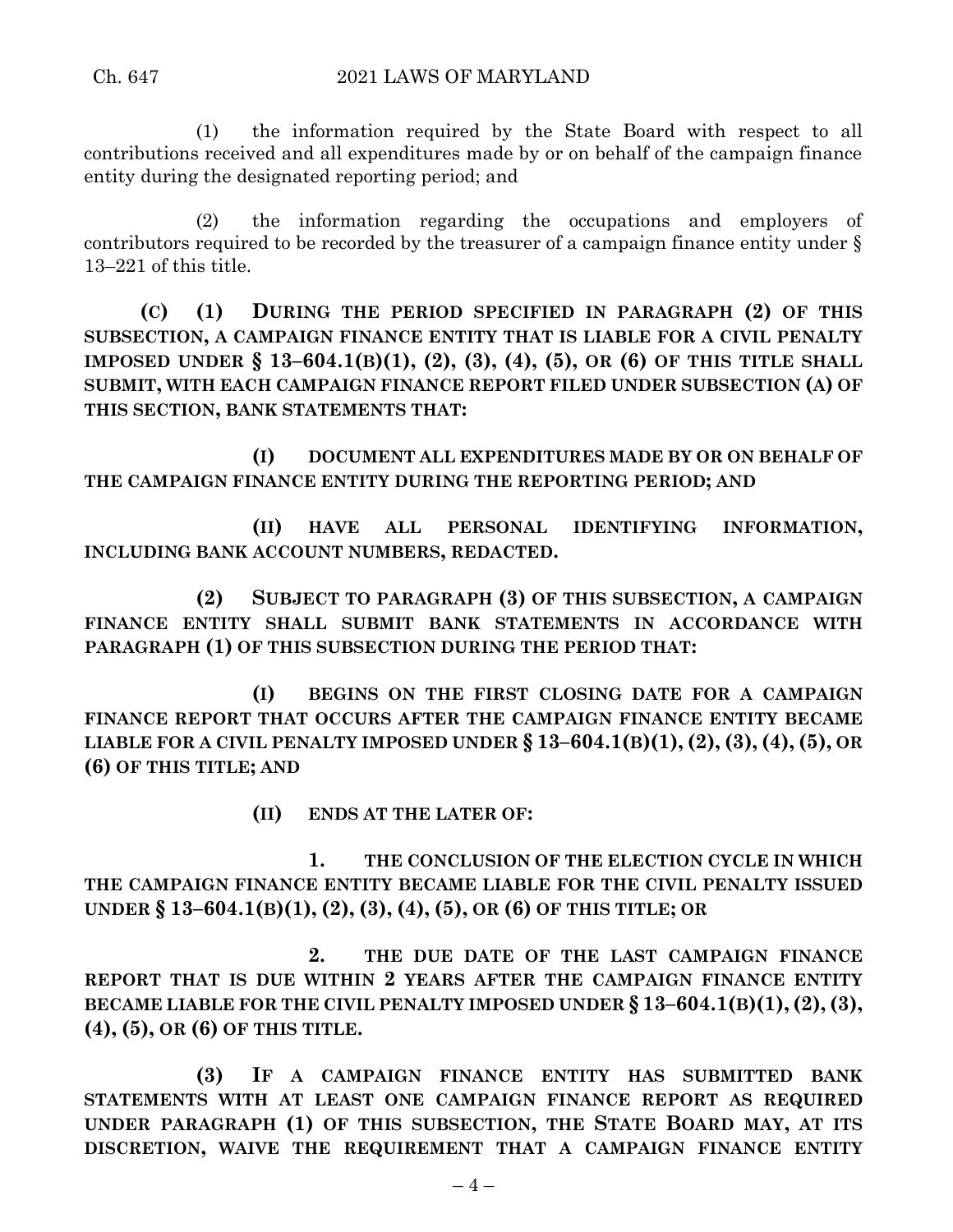(1) the information required by the State Board with respect to all contributions received and all expenditures made by or on behalf of the campaign finance entity during the designated reporting period; and

(2) the information regarding the occupations and employers of contributors required to be recorded by the treasurer of a campaign finance entity under § 13–221 of this title.

**(C) (1) DURING THE PERIOD SPECIFIED IN PARAGRAPH (2) OF THIS SUBSECTION, A CAMPAIGN FINANCE ENTITY THAT IS LIABLE FOR A CIVIL PENALTY IMPOSED UNDER § 13–604.1(B)(1), (2), (3), (4), (5), OR (6) OF THIS TITLE SHALL SUBMIT, WITH EACH CAMPAIGN FINANCE REPORT FILED UNDER SUBSECTION (A) OF THIS SECTION, BANK STATEMENTS THAT:**

**(I) DOCUMENT ALL EXPENDITURES MADE BY OR ON BEHALF OF THE CAMPAIGN FINANCE ENTITY DURING THE REPORTING PERIOD; AND**

**(II) HAVE ALL PERSONAL IDENTIFYING INFORMATION, INCLUDING BANK ACCOUNT NUMBERS, REDACTED.**

**(2) SUBJECT TO PARAGRAPH (3) OF THIS SUBSECTION, A CAMPAIGN FINANCE ENTITY SHALL SUBMIT BANK STATEMENTS IN ACCORDANCE WITH PARAGRAPH (1) OF THIS SUBSECTION DURING THE PERIOD THAT:**

**(I) BEGINS ON THE FIRST CLOSING DATE FOR A CAMPAIGN FINANCE REPORT THAT OCCURS AFTER THE CAMPAIGN FINANCE ENTITY BECAME LIABLE FOR A CIVIL PENALTY IMPOSED UNDER § 13–604.1(B)(1), (2), (3), (4), (5), OR (6) OF THIS TITLE; AND**

**(II) ENDS AT THE LATER OF:**

**1. THE CONCLUSION OF THE ELECTION CYCLE IN WHICH THE CAMPAIGN FINANCE ENTITY BECAME LIABLE FOR THE CIVIL PENALTY ISSUED UNDER § 13–604.1(B)(1), (2), (3), (4), (5), OR (6) OF THIS TITLE; OR**

**2. THE DUE DATE OF THE LAST CAMPAIGN FINANCE REPORT THAT IS DUE WITHIN 2 YEARS AFTER THE CAMPAIGN FINANCE ENTITY BECAME LIABLE FOR THE CIVIL PENALTY IMPOSED UNDER § 13–604.1(B)(1), (2), (3), (4), (5), OR (6) OF THIS TITLE.**

**(3) IF A CAMPAIGN FINANCE ENTITY HAS SUBMITTED BANK STATEMENTS WITH AT LEAST ONE CAMPAIGN FINANCE REPORT AS REQUIRED UNDER PARAGRAPH (1) OF THIS SUBSECTION, THE STATE BOARD MAY, AT ITS DISCRETION, WAIVE THE REQUIREMENT THAT A CAMPAIGN FINANCE ENTITY**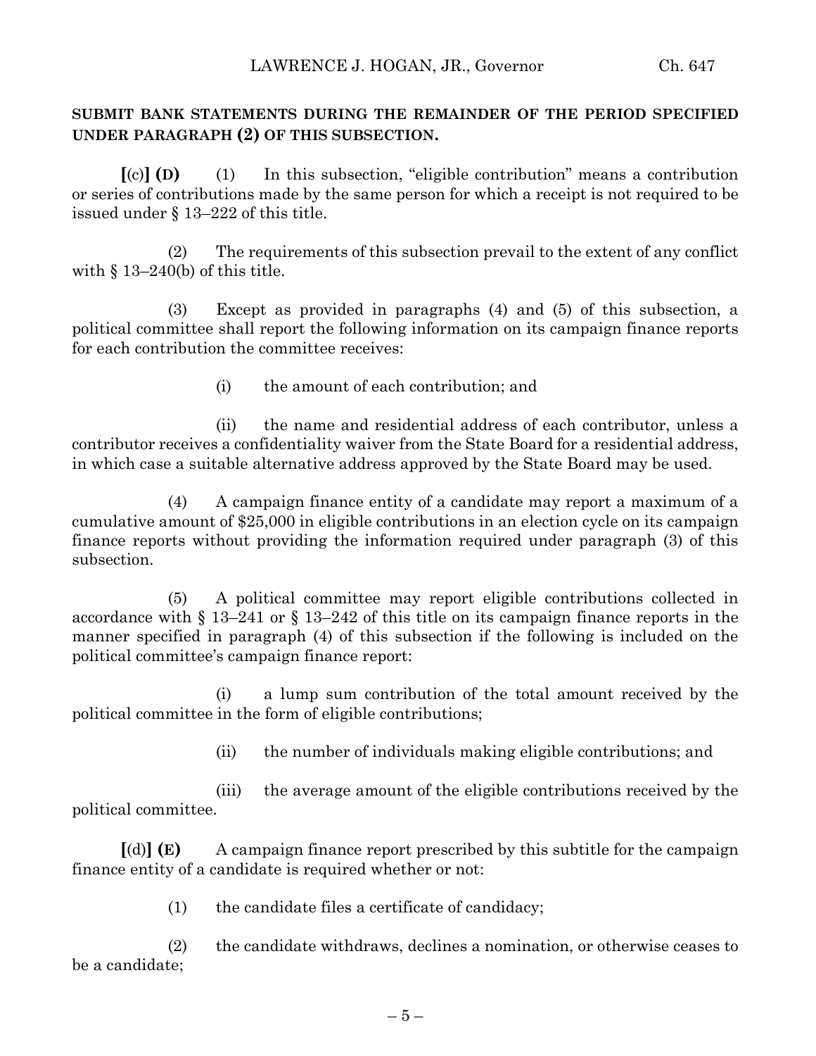**SUBMIT BANK STATEMENTS DURING THE REMAINDER OF THE PERIOD SPECIFIED UNDER PARAGRAPH (2) OF THIS SUBSECTION.**

**[**(c)**] (D)** (1) In this subsection, "eligible contribution" means a contribution or series of contributions made by the same person for which a receipt is not required to be issued under § 13–222 of this title.

(2) The requirements of this subsection prevail to the extent of any conflict with § 13–240(b) of this title.

(3) Except as provided in paragraphs (4) and (5) of this subsection, a political committee shall report the following information on its campaign finance reports for each contribution the committee receives:

(i) the amount of each contribution; and

(ii) the name and residential address of each contributor, unless a contributor receives a confidentiality waiver from the State Board for a residential address, in which case a suitable alternative address approved by the State Board may be used.

(4) A campaign finance entity of a candidate may report a maximum of a cumulative amount of $25,000 in eligible contributions in an election cycle on its campaign finance reports without providing the information required under paragraph (3) of this subsection.

(5) A political committee may report eligible contributions collected in accordance with § 13–241 or § 13–242 of this title on its campaign finance reports in the manner specified in paragraph (4) of this subsection if the following is included on the political committee's campaign finance report:

(i) a lump sum contribution of the total amount received by the political committee in the form of eligible contributions;

(ii) the number of individuals making eligible contributions; and

(iii) the average amount of the eligible contributions received by the political committee.

**[**(d)**] (E)** A campaign finance report prescribed by this subtitle for the campaign finance entity of a candidate is required whether or not:

(1) the candidate files a certificate of candidacy;

(2) the candidate withdraws, declines a nomination, or otherwise ceases to be a candidate;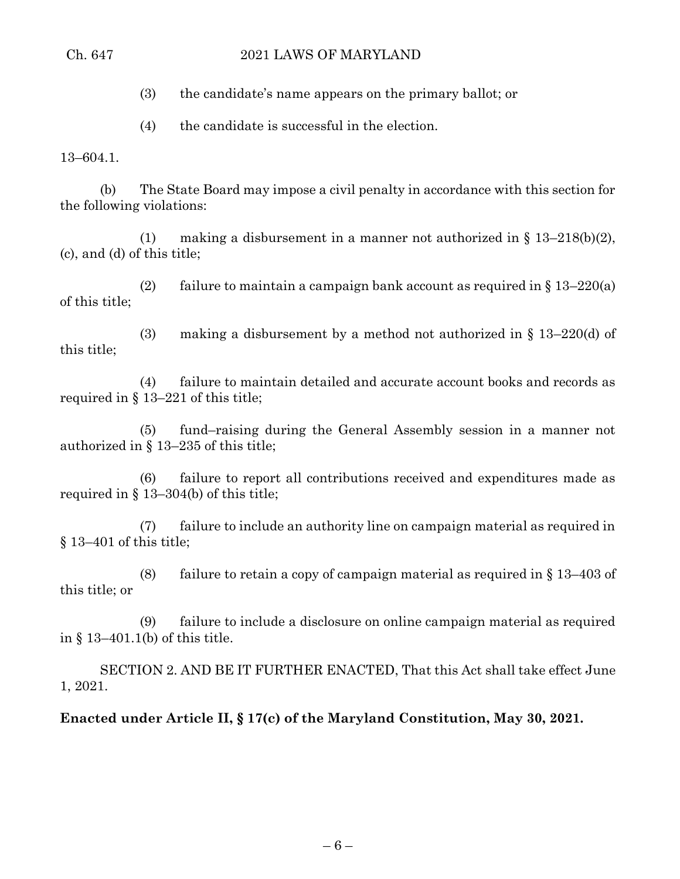(3) the candidate's name appears on the primary ballot; or

(4) the candidate is successful in the election.

13–604.1.

(b) The State Board may impose a civil penalty in accordance with this section for the following violations:

(1) making a disbursement in a manner not authorized in § 13–218(b)(2), (c), and (d) of this title;

(2) failure to maintain a campaign bank account as required in § 13–220(a) of this title;

(3) making a disbursement by a method not authorized in § 13–220(d) of this title;

(4) failure to maintain detailed and accurate account books and records as required in § 13–221 of this title;

(5) fund–raising during the General Assembly session in a manner not authorized in § 13–235 of this title;

(6) failure to report all contributions received and expenditures made as required in § 13–304(b) of this title;

(7) failure to include an authority line on campaign material as required in § 13–401 of this title;

(8) failure to retain a copy of campaign material as required in § 13–403 of this title; or

(9) failure to include a disclosure on online campaign material as required in § 13–401.1(b) of this title.

SECTION 2. AND BE IT FURTHER ENACTED, That this Act shall take effect June 1, 2021.

**Enacted under Article II, § 17(c) of the Maryland Constitution, May 30, 2021.**